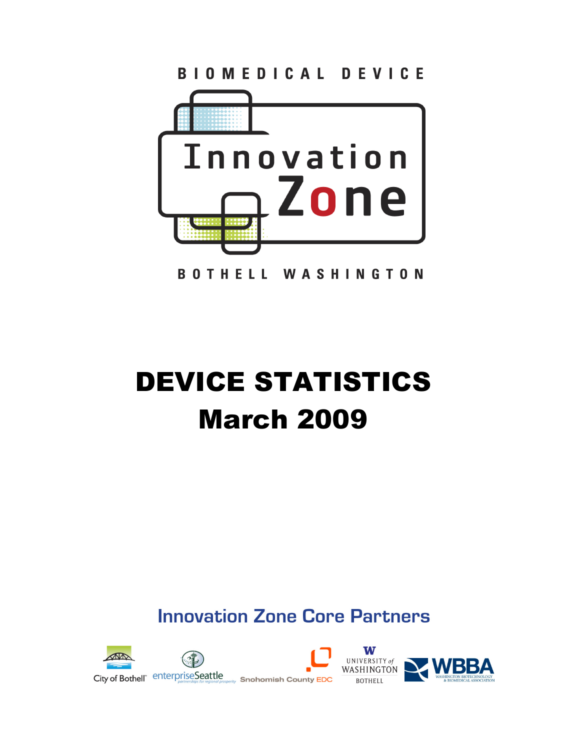BIOMEDICAL DEVICE

# Innovation Zone

BOTHELL WASHINGTON

# DEVICE STATISTICS
# March 2009

## Innovation Zone Core Partners

City of Bothell · enterpriseSeattle (partnerships for regional prosperity) · Snohomish County EDC · University of Washington Bothell · WBBA (Washington Biotechnology & Biomedical Association)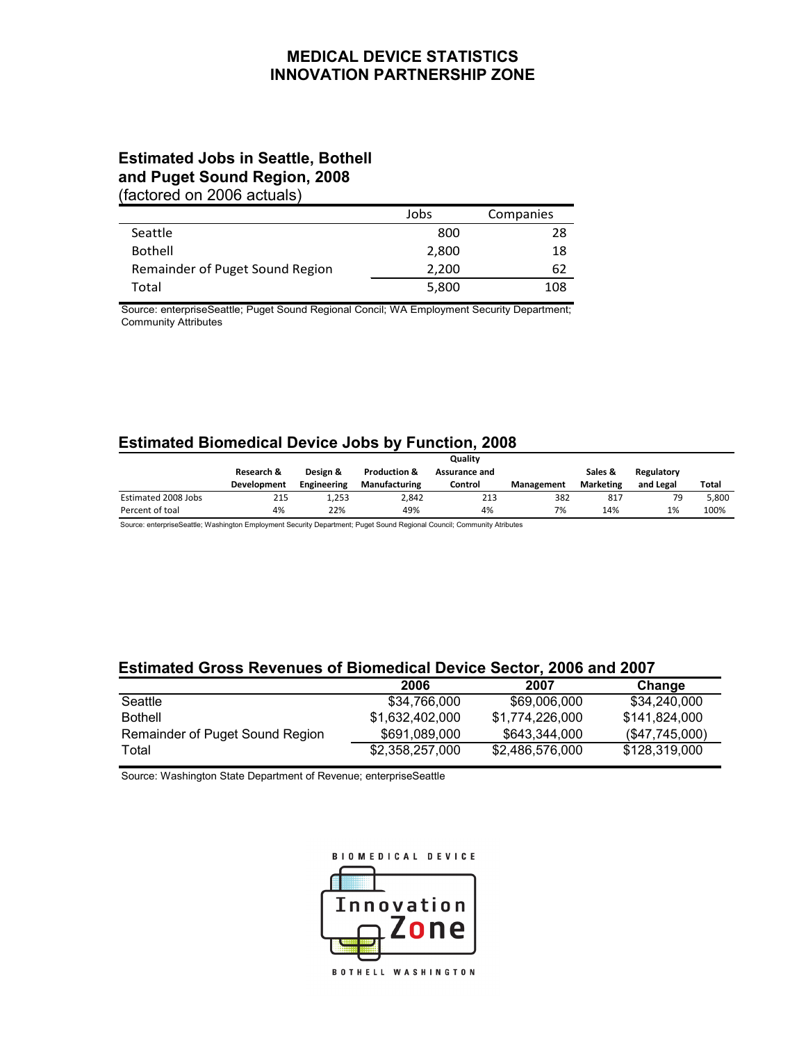# MEDICAL DEVICE STATISTICS
# INNOVATION PARTNERSHIP ZONE

## Estimated Jobs in Seattle, Bothell and Puget Sound Region, 2008

(factored on 2006 actuals)

| | Jobs | Companies |
|---|---|---|
| Seattle | 800 | 28 |
| Bothell | 2,800 | 18 |
| Remainder of Puget Sound Region | 2,200 | 62 |
| Total | 5,800 | 108 |

Source: enterpriseSeattle; Puget Sound Regional Concil; WA Employment Security Department; Community Attributes

## Estimated Biomedical Device Jobs by Function, 2008

| | Research & Development | Design & Engineering | Production & Manufacturing | Quality Assurance and Control | Management | Sales & Marketing | Regulatory and Legal | Total |
|---|---|---|---|---|---|---|---|---|
| Estimated 2008 Jobs | 215 | 1,253 | 2,842 | 213 | 382 | 817 | 79 | 5,800 |
| Percent of toal | 4% | 22% | 49% | 4% | 7% | 14% | 1% | 100% |

Source: enterpriseSeattle; Washington Employment Security Department; Puget Sound Regional Council; Community Atributes

## Estimated Gross Revenues of Biomedical Device Sector, 2006 and 2007

| | 2006 | 2007 | Change |
|---|---|---|---|
| Seattle | $34,766,000 | $69,006,000 | $34,240,000 |
| Bothell | $1,632,402,000 | $1,774,226,000 | $141,824,000 |
| Remainder of Puget Sound Region | $691,089,000 | $643,344,000 | ($47,745,000) |
| Total | $2,358,257,000 | $2,486,576,000 | $128,319,000 |

Source: Washington State Department of Revenue; enterpriseSeattle

BIOMEDICAL DEVICE

Innovation Zone

BOTHELL WASHINGTON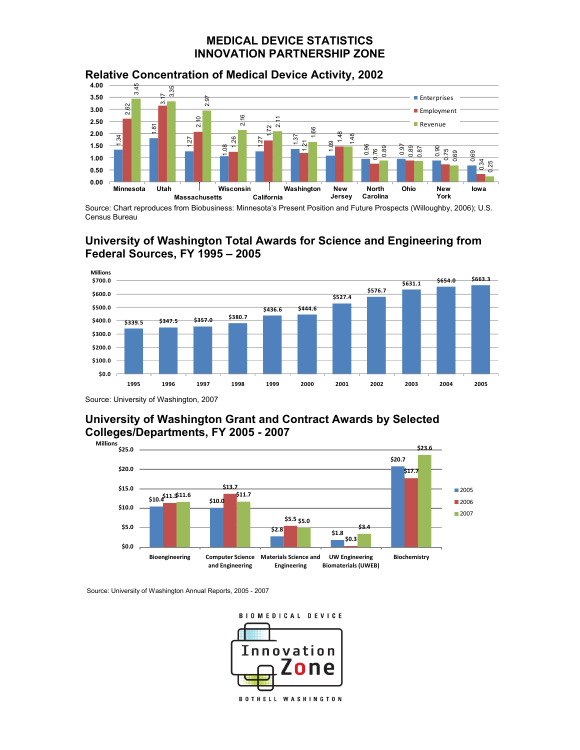# MEDICAL DEVICE STATISTICS
# INNOVATION PARTNERSHIP ZONE

## Relative Concentration of Medical Device Activity, 2002

| State | Enterprises | Employment | Revenue |
|---|---|---|---|
| Minnesota | 1.34 | 2.62 | 3.45 |
| Utah | 1.81 | 3.17 | 3.35 |
| Massachusetts | 1.27 | 2.10 | 2.97 |
| Wisconsin | 1.08 | 1.26 | 2.16 |
| California | 1.27 | 1.72 | 2.11 |
| Washington | 1.37 | 1.21 | 1.66 |
| New Jersey | 1.09 | 1.48 | 1.48 |
| North Carolina | 0.96 | 0.76 | 0.89 |
| Ohio | 0.97 | 0.89 | 0.87 |
| New York | 0.90 | 0.75 | 0.69 |
| Iowa | 0.69 | 0.34 | 0.25 |

Source: Chart reproduces from Biobusiness: Minnesota's Present Position and Future Prospects (Willoughby, 2006); U.S. Census Bureau

## University of Washington Total Awards for Science and Engineering from Federal Sources, FY 1995 – 2005

| Year | Millions |
|---|---|
| 1995 | $339.5 |
| 1996 | $347.5 |
| 1997 | $357.0 |
| 1998 | $380.7 |
| 1999 | $436.6 |
| 2000 | $444.6 |
| 2001 | $527.4 |
| 2002 | $576.7 |
| 2003 | $631.1 |
| 2004 | $654.0 |
| 2005 | $663.3 |

Source: University of Washington, 2007

## University of Washington Grant and Contract Awards by Selected Colleges/Departments, FY 2005 - 2007

| Millions | 2005 | 2006 | 2007 |
|---|---|---|---|
| Bioengineering | $10.4 | $11.3 | $11.6 |
| Computer Science and Engineering | $10.0 | $13.7 | $11.7 |
| Materials Science and Engineering | $2.8 | $5.5 | $5.0 |
| UW Engineering Biomaterials (UWEB) | $1.8 | $0.3 | $3.4 |
| Biochemistry | $20.7 | $17.7 | $23.6 |

Source: University of Washington Annual Reports, 2005 - 2007

BIOMEDICAL DEVICE

Innovation Zone

BOTHELL WASHINGTON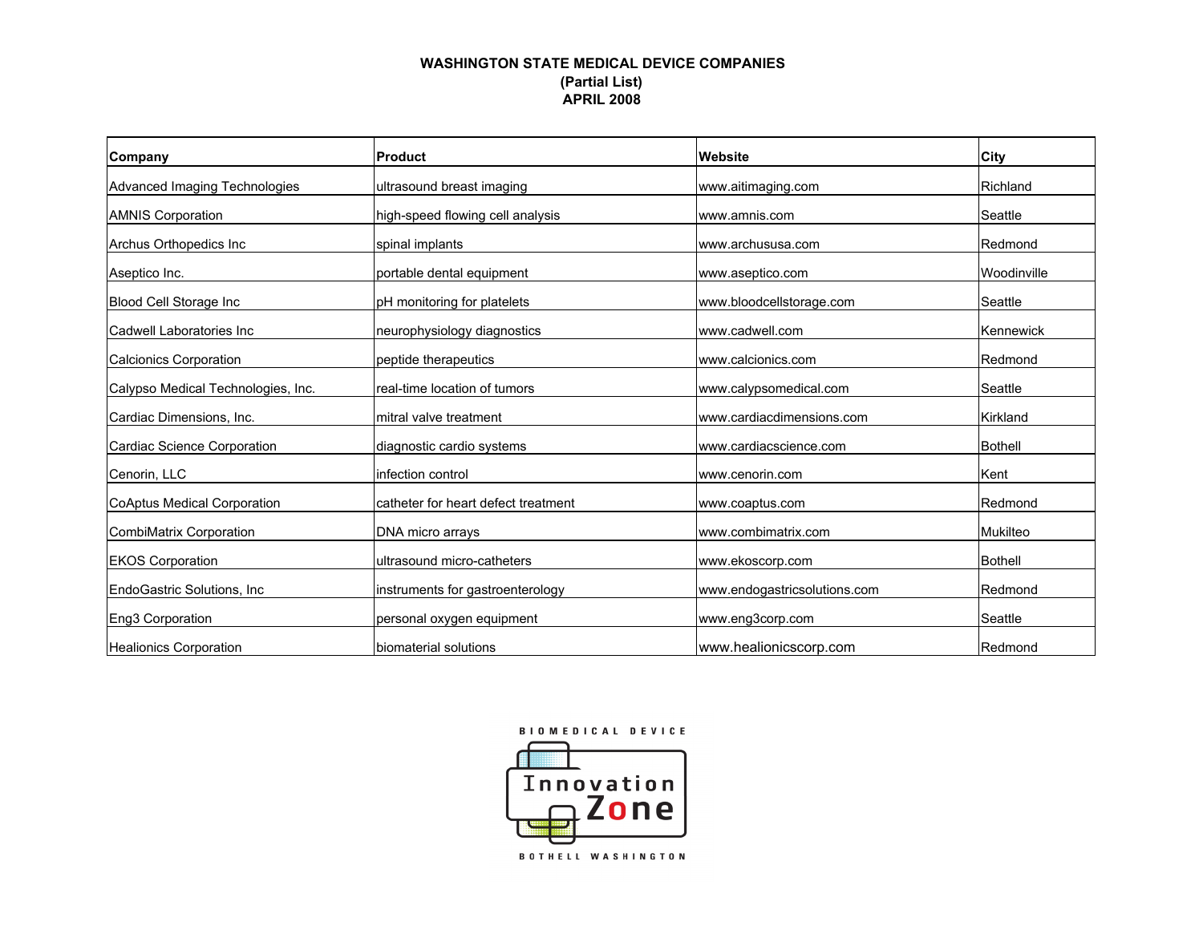**WASHINGTON STATE MEDICAL DEVICE COMPANIES**
**(Partial List)**
**APRIL 2008**

| Company | Product | Website | City |
|---|---|---|---|
| Advanced Imaging Technologies | ultrasound breast imaging | www.aitimaging.com | Richland |
| AMNIS Corporation | high-speed flowing cell analysis | www.amnis.com | Seattle |
| Archus Orthopedics Inc | spinal implants | www.archususa.com | Redmond |
| Aseptico Inc. | portable dental equipment | www.aseptico.com | Woodinville |
| Blood Cell Storage Inc | pH monitoring for platelets | www.bloodcellstorage.com | Seattle |
| Cadwell Laboratories Inc | neurophysiology diagnostics | www.cadwell.com | Kennewick |
| Calcionics Corporation | peptide therapeutics | www.calcionics.com | Redmond |
| Calypso Medical Technologies, Inc. | real-time location of tumors | www.calypsomedical.com | Seattle |
| Cardiac Dimensions, Inc. | mitral valve treatment | www.cardiacdimensions.com | Kirkland |
| Cardiac Science Corporation | diagnostic cardio systems | www.cardiacscience.com | Bothell |
| Cenorin, LLC | infection control | www.cenorin.com | Kent |
| CoAptus Medical Corporation | catheter for heart defect treatment | www.coaptus.com | Redmond |
| CombiMatrix Corporation | DNA micro arrays | www.combimatrix.com | Mukilteo |
| EKOS Corporation | ultrasound micro-catheters | www.ekoscorp.com | Bothell |
| EndoGastric Solutions, Inc | instruments for gastroenterology | www.endogastricsolutions.com | Redmond |
| Eng3 Corporation | personal oxygen equipment | www.eng3corp.com | Seattle |
| Healionics Corporation | biomaterial solutions | www.healionicscorp.com | Redmond |

BIOMEDICAL DEVICE Innovation Zone BOTHELL WASHINGTON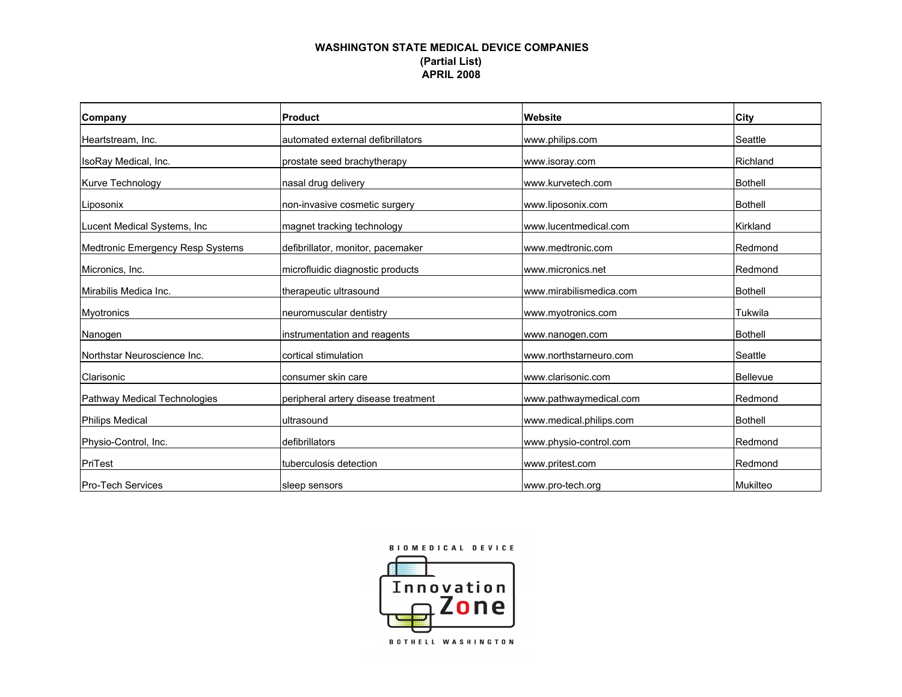**WASHINGTON STATE MEDICAL DEVICE COMPANIES**
**(Partial List)**
**APRIL 2008**

| Company | Product | Website | City |
|---|---|---|---|
| Heartstream, Inc. | automated external defibrillators | www.philips.com | Seattle |
| IsoRay Medical, Inc. | prostate seed brachytherapy | www.isoray.com | Richland |
| Kurve Technology | nasal drug delivery | www.kurvetech.com | Bothell |
| Liposonix | non-invasive cosmetic surgery | www.liposonix.com | Bothell |
| Lucent Medical Systems, Inc | magnet tracking technology | www.lucentmedical.com | Kirkland |
| Medtronic Emergency Resp Systems | defibrillator, monitor, pacemaker | www.medtronic.com | Redmond |
| Micronics, Inc. | microfluidic diagnostic products | www.micronics.net | Redmond |
| Mirabilis Medica Inc. | therapeutic ultrasound | www.mirabilismedica.com | Bothell |
| Myotronics | neuromuscular dentistry | www.myotronics.com | Tukwila |
| Nanogen | instrumentation and reagents | www.nanogen.com | Bothell |
| Northstar Neuroscience Inc. | cortical stimulation | www.northstarneuro.com | Seattle |
| Clarisonic | consumer skin care | www.clarisonic.com | Bellevue |
| Pathway Medical Technologies | peripheral artery disease treatment | www.pathwaymedical.com | Redmond |
| Philips Medical | ultrasound | www.medical.philips.com | Bothell |
| Physio-Control, Inc. | defibrillators | www.physio-control.com | Redmond |
| PriTest | tuberculosis detection | www.pritest.com | Redmond |
| Pro-Tech Services | sleep sensors | www.pro-tech.org | Mukilteo |

BIOMEDICAL DEVICE Innovation Zone BOTHELL WASHINGTON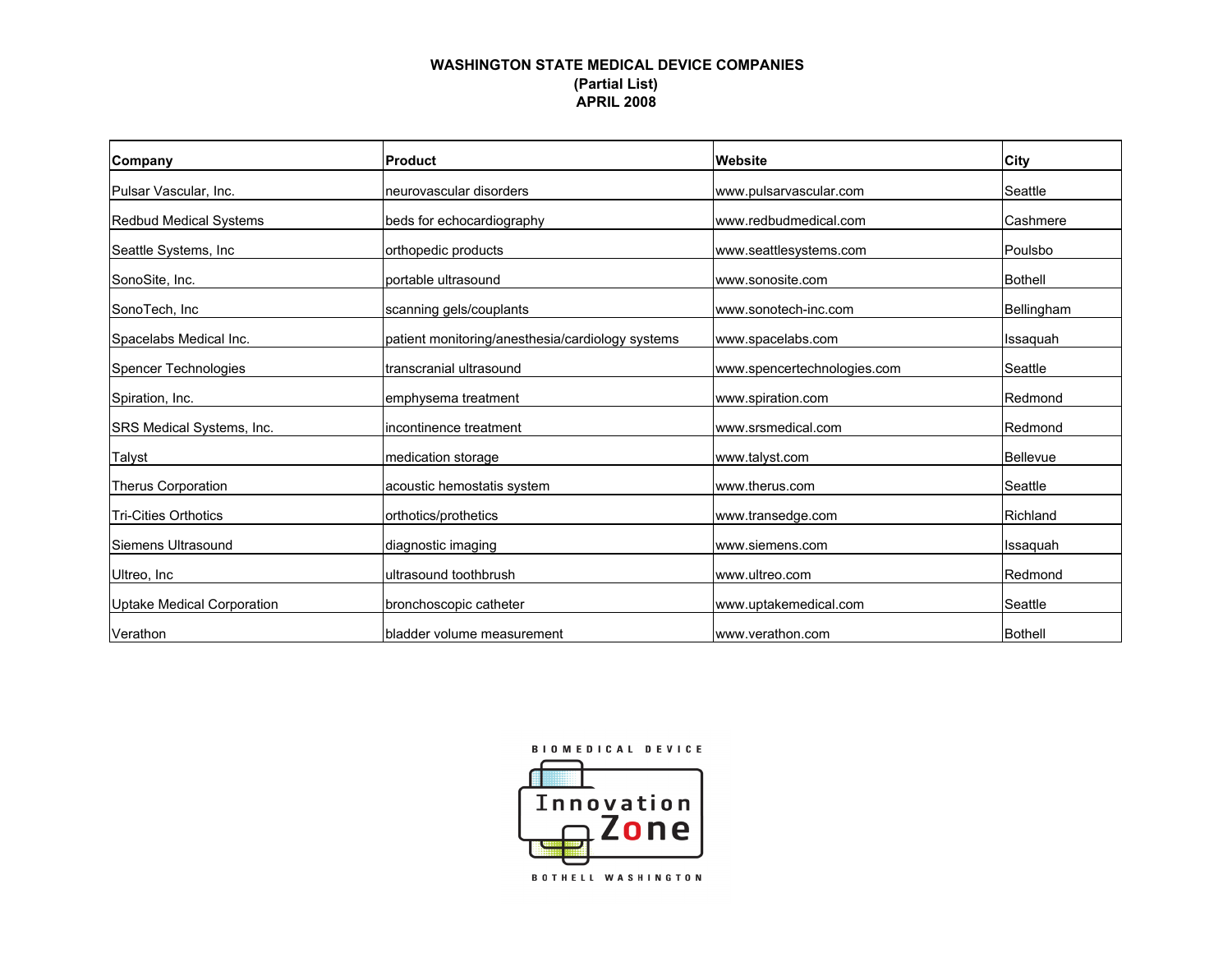**WASHINGTON STATE MEDICAL DEVICE COMPANIES**
**(Partial List)**
**APRIL 2008**

| Company | Product | Website | City |
|---|---|---|---|
| Pulsar Vascular, Inc. | neurovascular disorders | www.pulsarvascular.com | Seattle |
| Redbud Medical Systems | beds for echocardiography | www.redbudmedical.com | Cashmere |
| Seattle Systems, Inc | orthopedic products | www.seattlesystems.com | Poulsbo |
| SonoSite, Inc. | portable ultrasound | www.sonosite.com | Bothell |
| SonoTech, Inc | scanning gels/couplants | www.sonotech-inc.com | Bellingham |
| Spacelabs Medical Inc. | patient monitoring/anesthesia/cardiology systems | www.spacelabs.com | Issaquah |
| Spencer Technologies | transcranial ultrasound | www.spencertechnologies.com | Seattle |
| Spiration, Inc. | emphysema treatment | www.spiration.com | Redmond |
| SRS Medical Systems, Inc. | incontinence treatment | www.srsmedical.com | Redmond |
| Talyst | medication storage | www.talyst.com | Bellevue |
| Therus Corporation | acoustic hemostatis system | www.therus.com | Seattle |
| Tri-Cities Orthotics | orthotics/prothetics | www.transedge.com | Richland |
| Siemens Ultrasound | diagnostic imaging | www.siemens.com | Issaquah |
| Ultreo, Inc | ultrasound toothbrush | www.ultreo.com | Redmond |
| Uptake Medical Corporation | bronchoscopic catheter | www.uptakemedical.com | Seattle |
| Verathon | bladder volume measurement | www.verathon.com | Bothell |

BIOMEDICAL DEVICE
Innovation Zone
BOTHELL WASHINGTON